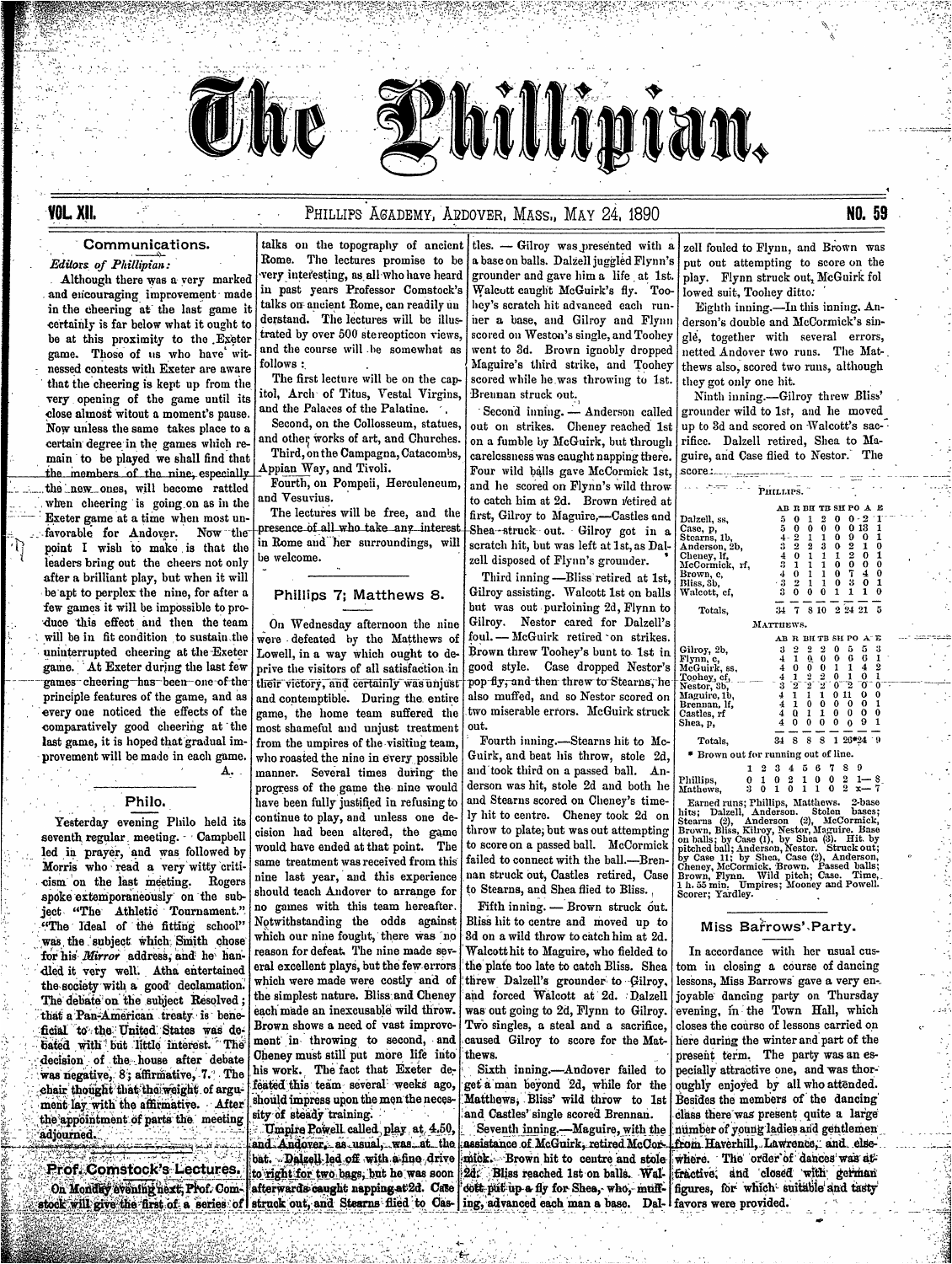# The Phillipian.

VOL. XII. PHILLIPS ACADEMY, ANDOVER, MASS., MAY 24, 1890 NO. 59

## Communications.

*Editors of Phillipian:*

Although there was a very marked and encouraging improvement made in the cheering at the last game it certainly is far below what it ought to be at this proximity to the Exeter game. Those of us who have witnessed contests with Exeter are aware that the cheering is kept up from the very opening of the game until its close almost witout a moment's pause. Now unless the same takes place to a certain degree in the games which remain to be played we shall find that the members of the nine, especially the new ones, will become rattled when cheering is going on as in the Exeter game at a time when most unfavorable for Andover. Now the point I wish to make is that the leaders bring out the cheers not only after a brilliant play, but when it will be apt to perplex the nine, for after a few games it will be impossible to produce this effect and then the team will be in fit condition to sustain the uninterrupted cheering at the Exeter game. At Exeter during the last few games cheering has been one of the principle features of the game, and as every one noticed the effects of the comparatively good cheering at the last game, it is hoped that gradual improvement will be made in each game.

A.

## Philo.

Yesterday evening Philo held its seventh regular meeting. Campbell led in prayer, and was followed by Morris who read a very witty criticism on the last meeting. Rogers spoke extemporaneously on the subject "The Athletic Tournament." "The Ideal of the fitting school" was the subject which Smith chose for his *Mirror* address, and he handled it very well. Atha entertained the society with a good declamation. The debate on the subject Resolved; that a Pan-American treaty is beneficial to the United States was debated with but little interest. The decision of the house after debate was negative, 8; affirmative, 7. The chair thought that the weight of argument lay with the affirmative. After the appointment of parts the meeting adjourned.

## Prof. Comstock's Lectures.

On Monday evening next, Prof. Comstock will give the first of a series of talks on the topography of ancient Rome. The lectures promise to be very interesting, as all who have heard in past years Professor Comstock's talks on ancient Rome, can readily understand. The lectures will be illustrated by over 500 stereopticon views, and the course will be somewhat as follows:

The first lecture will be on the capitol, Arch of Titus, Vestal Virgins, and the Palaces of the Palatine.

Second, on the Collosseum, statues, and other works of art, and Churches.

Third, on the Campagna, Catacombs, Appian Way, and Tivoli.

Fourth, on Pompeii, Herculeneum, and Vesuvius.

The lectures will be free, and the presence of all who take any interest in Rome and her surroundings, will be welcome.

## Phillips 7; Matthews 8.

On Wednesday afternoon the nine were defeated by the Matthews of Lowell, in a way which ought to deprive the visitors of all satisfaction in their victory, and certainly was unjust and contemptible. During the entire game, the home team suffered the most shameful and unjust treatment from the umpires of the visiting team, who roasted the nine in every possible manner. Several times during the progress of the game the nine would have been fully justified in refusing to continue to play, and unless one decision had been altered, the game would have ended at that point. The same treatment was received from this nine last year, and this experience should teach Andover to arrange for no games with this team hereafter. Notwithstanding the odds against which our nine fought, there was no reason for defeat. The nine made several excellent plays, but the few errors which were made were costly and of the simplest nature. Bliss and Cheney each made an inexcusable wild throw. Brown shows a need of vast improvement in throwing to second, and Cheney must still put more life into his work. The fact that Exeter defeated this team several weeks ago, should impress upon the men the necessity of steady training.

Umpire Powell called play at 4.50, and Andover, as usual, was at the bat. Dalzell led off with a fine drive to right for two bags, but he was soon afterwards caught napping at 2d. Case struck out, and Stearns flied to Castles. — Gilroy was presented with a base on balls. Dalzell juggled Flynn's grounder and gave him a life at 1st. Walcott caught McGuirk's fly. Toohey's scratch hit advanced each runner a base, and Gilroy and Flynn scored on Weston's single, and Toohey went to 3d. Brown ignobly dropped Maguire's third strike, and Toohey scored while he was throwing to 1st. Brennan struck out.

Second inning. — Anderson called out on strikes. Cheney reached 1st on a fumble by McGuirk, but through carelessness was caught napping there. Four wild balls gave McCormick 1st, and he scored on Flynn's wild throw to catch him at 2d. Brown retired at first, Gilroy to Maguire,—Castles and Shea struck out. Gilroy got in a scratch hit, but was left at 1st, as Dalzell disposed of Flynn's grounder.

Third inning—Bliss retired at 1st, Gilroy assisting. Walcott 1st on balls but was out purloining 2d, Flynn to Gilroy. Nestor cared for Dalzell's foul.—McGuirk retired on strikes. Brown threw Toohey's bunt to 1st in good style. Case dropped Nestor's pop fly, and then threw to Stearns, he also muffed, and so Nestor scored on two miserable errors. McGuirk struck out.

Fourth inning.—Stearns hit to McGuirk, and beat his throw, stole 2d, and took third on a passed ball. Anderson was hit, stole 2d and both he and Stearns scored on Cheney's timely hit to centre. Cheney took 2d on throw to plate, but was out attempting to score on a passed ball. McCormick failed to connect with the ball.—Brennan struck out, Castles retired, Case to Stearns, and Shea flied to Bliss.

Fifth inning. — Brown struck out. Bliss hit to centre and moved up to 3d on a wild throw to catch him at 2d. Walcott hit to Maguire, who fielded to the plate too late to catch Bliss. Shea threw Dalzell's grounder to Gilroy, and forced Walcott at 2d. Dalzell was out going to 2d, Flynn to Gilroy. Two singles, a steal and a sacrifice, caused Gilroy to score for the Matthews.

Sixth inning.—Andover failed to get a man beyond 2d, while for the Matthews, Bliss' wild throw to 1st and Castles' single scored Brennan.

Seventh inning.—Maguire, with the assistance of McGuirk, retired McCormick. Brown hit to centre and stole 2d. Bliss reached 1st on balls. Walcott put up a fly for Shea, who, muffing, advanced each man a base. Dalzell fouled to Flynn, and Brown was put out attempting to score on the play. Flynn struck out, McGuirk followed suit, Toohey ditto.

Eighth inning.—In this inning, Anderson's double and McCormick's single, together with several errors, netted Andover two runs. The Matthews also, scored two runs, although they got only one hit.

Ninth inning.—Gilroy threw Bliss' grounder wild to 1st, and he moved up to 3d and scored on Walcott's sacrifice. Dalzell retired, Shea to Maguire, and Case flied to Nestor. The score:

PHILLIPS.

| | AB | R | BH | TB | SH | PO | A | E |
|---|---|---|---|---|---|---|---|---|
| Dalzell, ss, | 5 | 0 | 1 | 2 | 0 | 0 | 2 | 1 |
| Case, p, | 5 | 0 | 0 | 0 | 0 | 0 | 13 | 1 |
| Stearns, 1b, | 4 | 2 | 1 | 1 | 0 | 9 | 0 | 1 |
| Anderson, 2b, | 3 | 2 | 2 | 3 | 0 | 2 | 1 | 0 |
| Cheney, lf, | 4 | 0 | 1 | 1 | 1 | 2 | 0 | 1 |
| McCormick, rf, | 3 | 1 | 1 | 1 | 0 | 0 | 0 | 0 |
| Brown, c, | 4 | 0 | 1 | 1 | 0 | 7 | 4 | 0 |
| Bliss, 3b, | 3 | 2 | 1 | 1 | 0 | 3 | 0 | 1 |
| Walcott, cf, | 3 | 0 | 0 | 0 | 1 | 1 | 1 | 0 |
| Totals, | 34 | 7 | 8 | 10 | 2 | 24 | 21 | 5 |

MATTHEWS.

| | AB | R | BH | TB | SH | PO | A | E |
|---|---|---|---|---|---|---|---|---|
| Gilroy, 2b, | 3 | 2 | 2 | 2 | 0 | 5 | 5 | 3 |
| Flynn, c, | 4 | 1 | 0 | 0 | 0 | 6 | 6 | 1 |
| McGuirk, ss, | 4 | 0 | 0 | 0 | 1 | 1 | 4 | 2 |
| Toohey, cf, | 4 | 1 | 2 | 2 | 0 | 1 | 0 | 1 |
| Nestor, 3b, | 3 | 2 | 2 | 2 | 0 | 2 | 0 | 0 |
| Maguire, 1b, | 4 | 1 | 1 | 1 | 0 | 11 | 0 | 0 |
| Brennan, lf, | 4 | 1 | 0 | 0 | 0 | 0 | 0 | 1 |
| Castles, rf | 4 | 0 | 1 | 1 | 0 | 0 | 0 | 0 |
| Shea, p, | 4 | 0 | 0 | 0 | 0 | 0 | 9 | 1 |
| Totals, | 34 | 8 | 8 | 8 | 1 | 26* | 24 | 9 |

* Brown out for running out of line.

| | 1 | 2 | 3 | 4 | 5 | 6 | 7 | 8 | 9 | |
|---|---|---|---|---|---|---|---|---|---|---|
| Phillips, | 0 | 1 | 0 | 2 | 1 | 0 | 0 | 2 | 1 | —8 |
| Mathews, | 3 | 0 | 1 | 0 | 1 | 1 | 0 | 2 | x | —7 |

Earned runs; Phillips, Matthews. 2-base hits; Dalzell, Anderson. Stolen bases; Stearns (2), Anderson (2), McCormick, Brown, Bliss, Kilroy, Nestor, Maguire. Base on balls; by Case (1), by Shea (3). Hit by pitched ball; Anderson, Nestor. Struck out; by Case 11; by Shea, Case (2), Anderson, Cheney, McCormick. Brown. Passed balls; Brown, Flynn. Wild pitch; Case. Time, 1 h. 55 min. Umpires; Mooney and Powell. Scorer; Yardley.

## Miss Barrows' Party.

In accordance with her usual custom in closing a course of dancing lessons, Miss Barrows gave a very enjoyable dancing party on Thursday evening, in the Town Hall, which closes the course of lessons carried on here during the winter and part of the present term. The party was an especially attractive one, and was thoroughly enjoyed by all who attended. Besides the members of the dancing class there was present quite a large number of young ladies and gentlemen from Haverhill, Lawrence, and elsewhere. The order of dances was attractive, and closed with german figures, for which suitable and tasty favors were provided.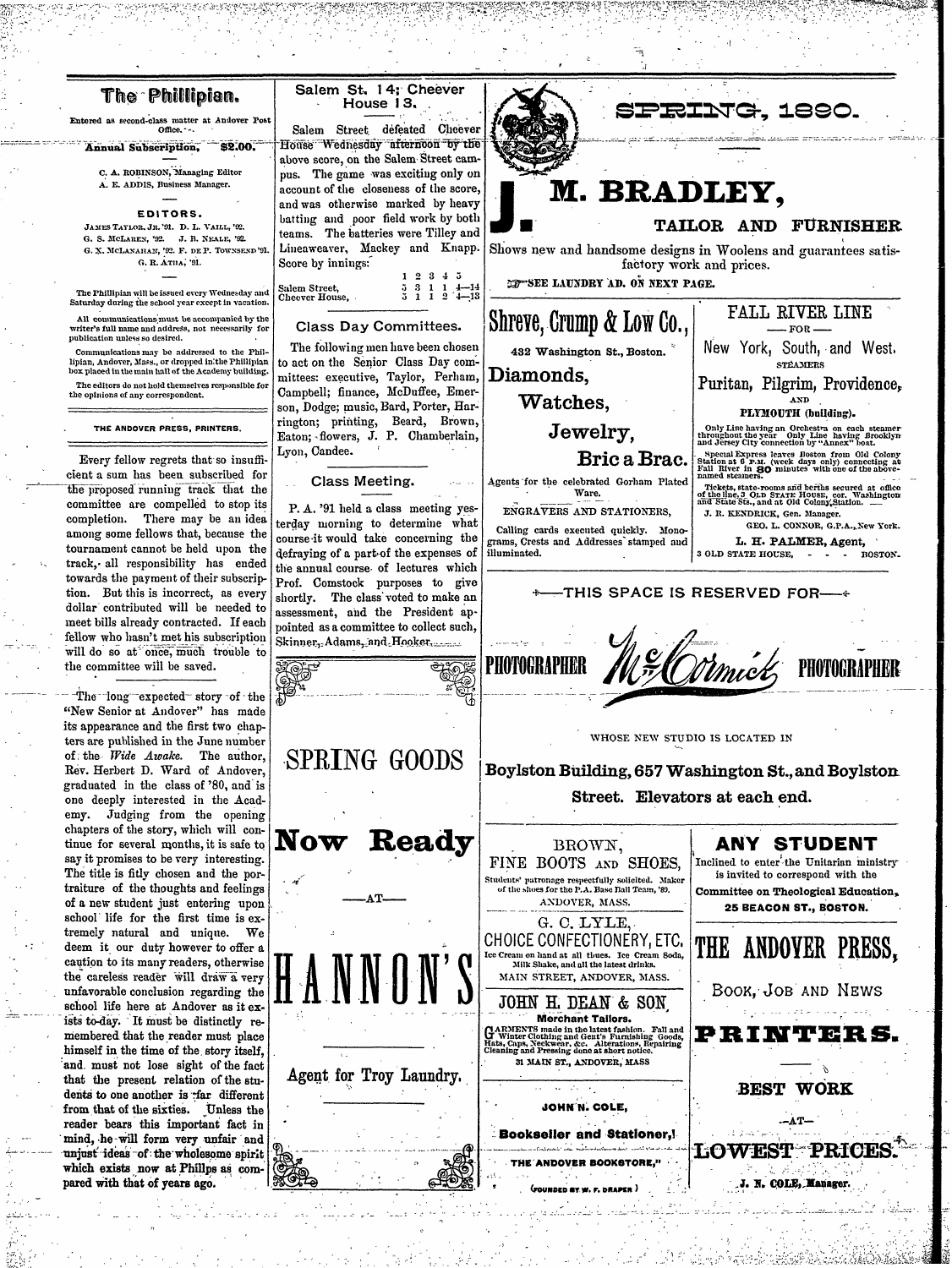# The Phillipian.

Entered as second-class matter at Andover Post Office.

**Annual Subscription, $2.00.**

C. A. ROBINSON, Managing Editor
A. E. ADDIS, Business Manager.

**EDITORS.**

JAMES TAYLOR, JR. '91. D. L. VAILL, '92.
G. S. McLAREN, '92. J. B. NEALE, '92.
G. X. McLANAHAN, '92. F. DE P. TOWNSEND '91.
G. R. ATHA, '91.

The Phillipian will be issued every Wednesday and Saturday during the school year except in vacation.

All communications must be accompanied by the writer's full name and address, not necessarily for publication unless so desired.

Communications may be addressed to the Phillipian, Andover, Mass., or dropped in the Phillipian box placed in the main hall of the Academy building.

The editors do not hold themselves responsible for the opinions of any correspondent.

THE ANDOVER PRESS, PRINTERS.

Every fellow regrets that so insufficient a sum has been subscribed for the proposed running track that the committee are compelled to stop its completion. There may be an idea among some fellows that, because the tournament cannot be held upon the track, all responsibility has ended towards the payment of their subscription. But this is incorrect, as every dollar contributed will be needed to meet bills already contracted. If each fellow who hasn't met his subscription will do so at once, much trouble to the committee will be saved.

The long expected story of the "New Senior at Andover" has made its appearance and the first two chapters are published in the June number of the *Wide Awake*. The author, Rev. Herbert D. Ward of Andover, graduated in the class of '80, and is one deeply interested in the Academy. Judging from the opening chapters of the story, which will continue for several months, it is safe to say it promises to be very interesting. The title is fitly chosen and the portraiture of the thoughts and feelings of a new student just entering upon school life for the first time is extremely natural and unique. We deem it our duty however to offer a caution to its many readers, otherwise the careless reader will draw a very unfavorable conclusion regarding the school life here at Andover as it exists to-day. It must be distinctly remembered that the reader must place himself in the time of the story itself, and must not lose sight of the fact that the present relation of the students to one another is far different from that of the sixties. Unless the reader bears this important fact in mind, he will form very unfair and unjust ideas of the wholesome spirit which exists now at Phillps as compared with that of years ago.

## Salem St. 14; Cheever House 13.

Salem Street defeated Cheever House Wednesday afternoon by the above score, on the Salem Street campus. The game was exciting only on account of the closeness of the score, and was otherwise marked by heavy batting and poor field work by both teams. The batteries were Tilley and Lineaweaver, Mackey and Knapp. Score by innings:

| | 1 | 2 | 3 | 4 | 5 | |
|---|---|---|---|---|---|---|
| Salem Street, | 5 | 3 | 1 | 1 | 4 | —14 |
| Cheever House, | 5 | 1 | 1 | 2 | 4 | —13 |

## Class Day Committees.

The following men have been chosen to act on the Senior Class Day committees: executive, Taylor, Perham, Campbell; finance, McDuffee, Emerson, Dodge; music, Bard, Porter, Harrington; printing, Beard, Brown, Eaton; flowers, J. P. Chamberlain, Lyon, Candee.

## Class Meeting.

P. A. '91 held a class meeting yesterday morning to determine what course it would take concerning the defraying of a part of the expenses of the annual course of lectures which Prof. Comstock purposes to give shortly. The class voted to make an assessment, and the President appointed as a committee to collect such, Skinner, Adams, and Hooker.

SPRING GOODS

**Now Ready**

—AT—

# HANNON'S

Agent for Troy Laundry.

# SPRING, 1890.

# J. M. BRADLEY,

**TAILOR AND FURNISHER**

Shows new and handsome designs in Woolens and guarantees satisfactory work and prices.

SEE LAUNDRY AD. ON NEXT PAGE.

## Shreve, Crump & Low Co.,

432 Washington St., Boston.

**Diamonds, Watches, Jewelry, Bric a Brac.**

Agents for the celebrated Gorham Plated Ware.

ENGRAVERS AND STATIONERS,

Calling cards executed quickly. Monograms, Crests and Addresses stamped and illuminated.

## FALL RIVER LINE

— FOR —

New York, South, and West.

STEAMERS

Puritan, Pilgrim, Providence, AND PLYMOUTH (building).

Only Line having an Orchestra on each steamer throughout the year. Only Line having Brooklyn and Jersey City connection by "Annex" boat.

Special Express leaves Boston from Old Colony Station at 6 P.M. (week days only) connecting at Fall River in 80 minutes with one of the above-named steamers.

Tickets, state-rooms and berths secured at office of the line, 3 OLD STATE HOUSE, cor. Washington and State Sts., and at Old Colony Station.

J. R. KENDRICK, Gen. Manager.
GEO. L. CONNOR, G.P.A., New York.

L. H. PALMER, Agent,
3 OLD STATE HOUSE, BOSTON.

—THIS SPACE IS RESERVED FOR—

PHOTOGRAPHER McCormick PHOTOGRAPHER

WHOSE NEW STUDIO IS LOCATED IN

**Boylston Building, 657 Washington St., and Boylston Street. Elevators at each end.**

BROWN,
FINE BOOTS AND SHOES,

Students' patronage respectfully solicited. Maker of the shoes for the P.A. Base Ball Team, '89.
ANDOVER, MASS.

G. C. LYLE,
CHOICE CONFECTIONERY, ETC.

Ice Cream on hand at all times. Ice Cream Soda, Milk Shake, and all the latest drinks.
MAIN STREET, ANDOVER, MASS.

JOHN H. DEAN & SON,
**Merchant Tailors.**

GARMENTS made in the latest fashion. Fall and Winter Clothing and Gent's Furnishing Goods, Hats, Caps, Neckwear, &c. Alterations, Repairing Cleaning and Pressing done at short notice.
31 MAIN ST., ANDOVER, MASS

JOHN N. COLE,
**Bookseller and Stationer,**
"THE ANDOVER BOOKSTORE,"
(FOUNDED BY W. F. DRAPER)

**ANY STUDENT**

Inclined to enter the Unitarian ministry is invited to correspond with the **Committee on Theological Education, 25 BEACON ST., BOSTON.**

# THE ANDOVER PRESS,

BOOK, JOB AND NEWS

**PRINTERS.**

BEST WORK
—AT—
LOWEST PRICES.

J. N. COLE, Manager.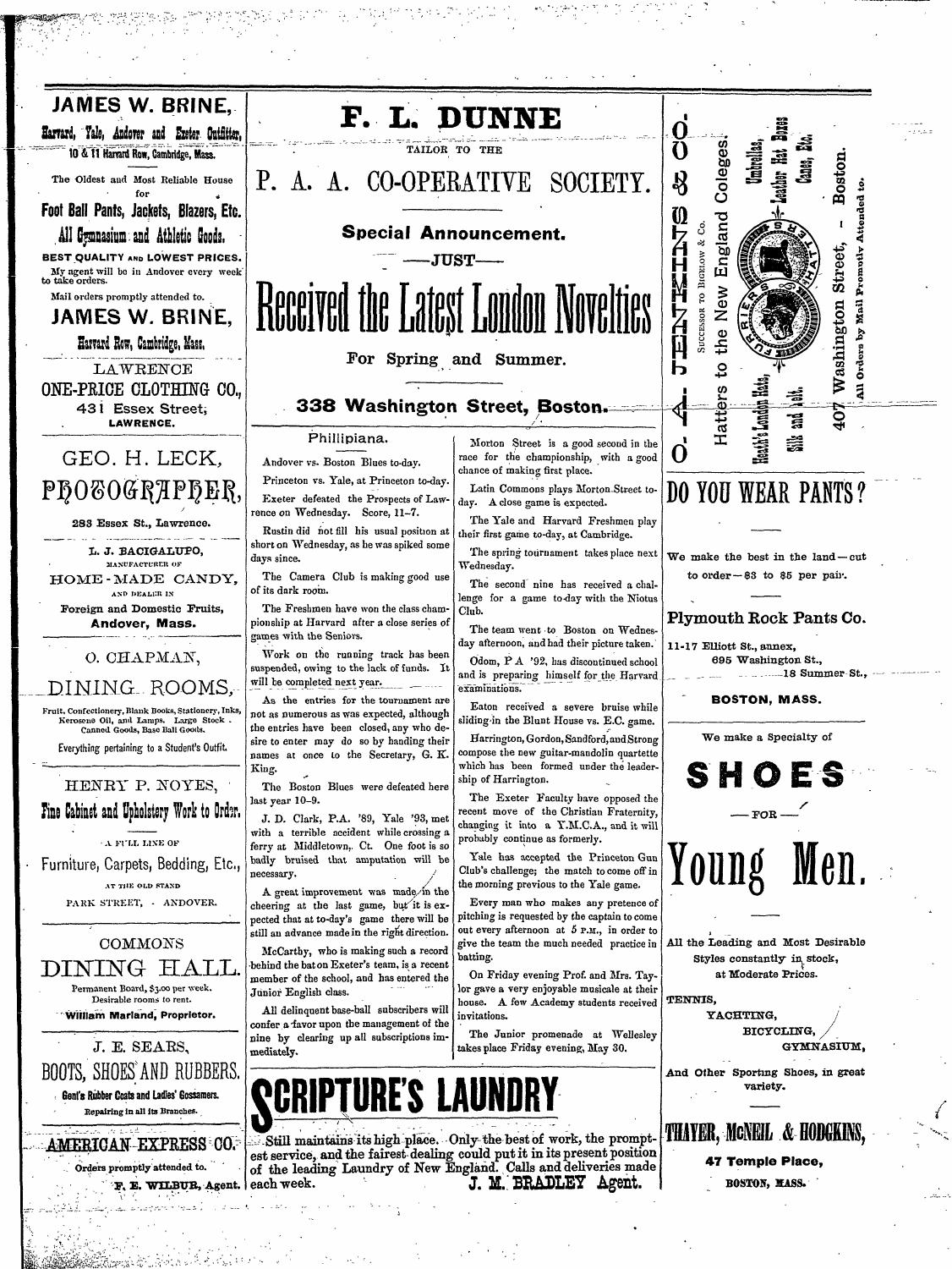## JAMES W. BRINE,

**Harvard, Yale, Andover and Exeter Outfitter,**
10 & 11 Harvard Row, Cambridge, Mass.

The Oldest and Most Reliable House for

**Foot Ball Pants, Jackets, Blazers, Etc.**

**All Gymnasium and Athletic Goods.**

**BEST QUALITY AND LOWEST PRICES.**

My agent will be in Andover every week to take orders.

Mail orders promptly attended to.

## JAMES W. BRINE,

Harvard Row, Cambridge, Mass.

---

LAWRENCE
**ONE-PRICE CLOTHING CO.,**
431 Essex Street,
LAWRENCE.

---

## GEO. H. LECK,

## PHOTOGRAPHER,

283 Essex St., Lawrence.

---

L. J. BACIGALUPO,
MANUFACTURER OF
**HOME-MADE CANDY,**
AND DEALER IN
Foreign and Domestic Fruits,
**Andover, Mass.**

---

O. CHAPMAN,

## DINING ROOMS,

Fruit, Confectionery, Blank Books, Stationery, Inks, Kerosene Oil, and Lamps. Large Stock Canned Goods, Base Ball Goods.

Everything pertaining to a Student's Outfit.

---

HENRY P. NOYES,

**Fine Cabinet and Upholstery Work to Order.**

A FULL LINE OF

Furniture, Carpets, Bedding, Etc.,

AT THE OLD STAND

PARK STREET, - ANDOVER.

---

COMMONS

## DINING HALL.

Permanent Board, $3.00 per week.
Desirable rooms to rent.

**William Marland, Proprietor.**

---

J. E. SEARS,

**BOOTS, SHOES AND RUBBERS.**

Gent's Rubber Coats and Ladies' Gossamers.
Repairing in all its Branches.

---

**AMERICAN EXPRESS CO.**

Orders promptly attended to.

F. E. WILBUR, Agent.

---

# F. L. DUNNE

TAILOR TO THE

## P. A. A. CO-OPERATIVE SOCIETY.

**Special Announcement.**

—JUST—

# Received the Latest London Novelties

For Spring and Summer.

**338 Washington Street, Boston.**

---

### Phillipiana.

Andover vs. Boston Blues to-day.

Princeton vs. Yale, at Princeton to-day.

Exeter defeated the Prospects of Lawrence on Wednesday. Score, 11–7.

Rustin did not fill his usual position at short on Wednesday, as he was spiked some days since.

The Camera Club is making good use of its dark room.

The Freshmen have won the class championship at Harvard after a close series of games with the Seniors.

Work on the running track has been suspended, owing to the lack of funds. It will be completed next year.

As the entries for the tournament are not as numerous as was expected, although the entries have been closed, any who desire to enter may do so by handing their names at once to the Secretary, G. K. King.

The Boston Blues were defeated here last year 10–9.

J. D. Clark, P.A. '89, Yale '93, met with a terrible accident while crossing a ferry at Middletown, Ct. One foot is so badly bruised that amputation will be necessary.

A great improvement was made in the cheering at the last game, but it is expected that at to-day's game there will be still an advance made in the right direction.

McCarthy, who is making such a record behind the bat on Exeter's team, is a recent member of the school, and has entered the Junior English class.

All delinquent base-ball subscribers will confer a favor upon the management of the nine by clearing up all subscriptions immediately.

Morton Street is a good second in the race for the championship, with a good chance of making first place.

Latin Commons plays Morton Street today. A close game is expected.

The Yale and Harvard Freshmen play their first game to-day, at Cambridge.

The spring tournament takes place next Wednesday.

The second nine has received a challenge for a game to-day with the Niotus Club.

The team went to Boston on Wednesday afternoon, and had their picture taken.

Odom, P A '92, has discontinued school and is preparing himself for the Harvard examinations.

Eaton received a severe bruise while sliding in the Blunt House vs. E.C. game.

Harrington, Gordon, Sandford, and Strong compose the new guitar-mandolin quartette which has been formed under the leadership of Harrington.

The Exeter Faculty have opposed the recent move of the Christian Fraternity, changing it into a Y.M.C.A., and it will probably continue as formerly.

Yale has accepted the Princeton Gun Club's challenge; the match to come off in the morning previous to the Yale game.

Every man who makes any pretence of pitching is requested by the captain to come out every afternoon at 5 P.M., in order to give the team the much needed practice in batting.

On Friday evening Prof. and Mrs. Taylor gave a very enjoyable musicale at their house. A few Academy students received invitations.

The Junior promenade at Wellesley takes place Friday evening, May 30.

---

# SCRIPTURE'S LAUNDRY

Still maintains its high place. Only the best of work, the promptest service, and the fairest dealing could put it in its present position of the leading Laundry of New England. Calls and deliveries made each week. **J. M. BRADLEY Agent.**

---

**COLLINS & FAIRBANKS**

SUCCESSOR TO BIGELOW & CO.

Hatters to the New England Colleges.

Heath's London Hats, Silk and Felt. Umbrellas, Leather Hat Boxes, Canes, Etc.

407 Washington Street, - Boston.

All Orders by Mail Promptly Attended to.

---

# DO YOU WEAR PANTS?

We make the best in the land—cut to order—$3 to $5 per pair.

**Plymouth Rock Pants Co.**

11-17 Elliott St., annex,
695 Washington St.,
18 Summer St.,

**BOSTON, MASS.**

---

We make a Specialty of

# SHOES

—FOR—

# Young Men.

All the Leading and Most Desirable Styles constantly in stock, at Moderate Prices.

TENNIS,
YACHTING,
BICYCLING,
GYMNASIUM,

And Other Sporting Shoes, in great variety.

**THAYER, McNEIL & HODGKINS,**

**47 Temple Place,**

BOSTON, MASS.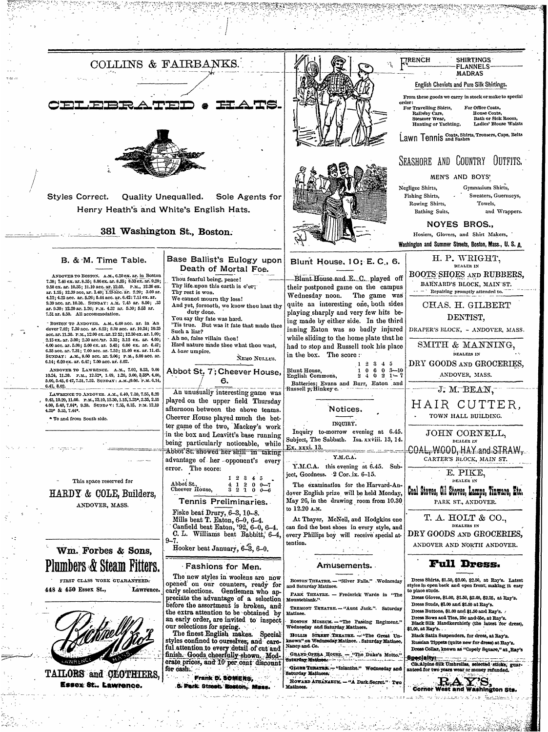COLLINS & FAIRBANKS.

CELEBRATED ✦ HATS.

Styles Correct. Quality Unequalled. Sole Agents for Henry Heath's and White's English Hats.

381 Washington St., Boston.

FRENCH SHIRTINGS—FLANNELS—MADRAS

English Cheviots and Pure Silk Shirtings.

From these goods we carry in stock or make to special order:
For Travelling Shirts, Railway Cars, Steamer Wear, Hunting or Yachting, For Office Coats, House Coats, Bath or Sick Room, Ladies' Blouse Waists

Lawn Tennis Coats, Shirts, Trousers, Caps, Belts and Sashes

SEASHORE AND COUNTRY OUTFITS.

MEN'S AND BOYS'

Negligee Shirts, Fishing Shirts, Rowing Shirts, Bathing Suits, Gymnasium Shirts, Sweaters, Guernseys, Towels, and Wrappers.

NOYES BROS.,

Hosiers, Glovers, and Shirt Makers,

Washington and Summer Streets, Boston, Mass., U. S. A.

## B. & M. Time Table.

ANDOVER TO BOSTON. A.M., 6.50 ex. ar. in Boston 7.38; 7.46 ex. ar. 8.35; 8.06 ex. ar. 8.55; 8.33 ex. ar. 9.20; 9.58 ex. ar. 10.35; 11.10 acc. ar. 12.05. P.M., 12.26 ex. ar. 1.15; 12.39 acc. ar. 1.40; 1.25 acc. ar. 2.20; 3.09 ar. 4.12; 4.25 acc. ar. 5.26; 5.44 acc. ar. 6.42; 7.11 ex. ar. 8.39 acc. ar. 10.30. SUNDAY: A.M. 7.45 ar. 8.50; .33 ar. 9.30; 12.20 ar. 1.20; P.M. 4.32 ar. 5.30; 5.53 ar. 7.51 ar. 8.50. All accommodation.

BOSTON TO ANDOVER. A.M., 6.00 acc. ar. in Andover 7.02; 7.30 acc. ar. 8.23; 9.30 acc. ar. 10.24; 10.25 acc. ar. 11.30. P.M., 12.00 ex. ar. 12.52; 12.30 ex. ar. 1.09; 2.15 ex. ar. 3.00; 2.30 acc. ar. 3.35; 3.15 ex. ar. 4.00; 4.00 acc. ar. 5.00; 5.00 ex. ar. 5.45; 6.00 ex. ar. 6.47; 6.35 acc. ar. 7.31; 7.00 acc. ar. 7.52; 11.00 ex. ar. 11.45. SUNDAY: A.M., 8.00 acc. ar. 9.06; P.M., 5.00 acc. ar. 6.14; 6.00 ex. ar. 6.47; 7.00 acc. ar. 8.02.

ANDOVER TO LAWRENCE. A.M., 7.02, 8.23, 9.00 10.24, 11.30. P.M., 12.52*, 1.09, 1.26, 3.00, 3.35*, 4.00, 5.00, 5.45, 6.47, 7.31, 7.52. SUNDAY: A.M., 9.06. P.M. 6.14, 6.47, 8.02.

LAWRENCE TO ANDOVER. A.M., 6.40, 7.30, 7.55, 8.20, 9.45, 10.20, 11.00. P.M., 12.10, 12.30, 1.15, 1.25*, 2.35, 2.55 4.08, 5.40, 7.04*, 9.30. SUNDAY: 7.35, 8.15. P.M. 12.10 4.20* 5.35, 7.44*.

* To and from South side.

This space reserved for

HARDY & COLE, Builders,

ANDOVER, MASS.

Wm. Forbes & Sons,

Plumbers & Steam Fitters.

FIRST CLASS WORK GUARANTEED.

448 & 450 Essex St., Lawrence.

Bicknell Bros.

LAWRENCE MASS.

TAILORS and CLOTHIERS,

Essex St., Lawrence.

## Base Ballist's Eulogy upon Death of Mortal Foe.

Thou fearful being, peace!
Thy life upon this earth is o'er;
Thy rest is won.
We cannot mourn thy loss!
And yet, forsooth, we know thou hast thy
duty done.
You say thy fate was hard.
'Tis true. But was it fate that made thee
Such a liar?
Ah no, false villain thou!
Hard nature made thee what thou wast,
A *base* umpire.

NEMO NULLUS.

## Abbot St, 7; Cheever House, 6.

An unusually interesting game was played on the upper field Thursday afternoon between the above teams. Cheever House played much the better game of the two, Mackey's work in the box and Leavitt's base running being particularly noticeable, while Abbot St. showed her skill in taking advantage of her opponent's every error. The score:

| | 1 | 2 | 3 | 4 | 5 | |
|---|---|---|---|---|---|---|
| Abbot St., | 4 | 1 | 2 | 0 | 0 | —7 |
| Cheever House, | 3 | 2 | 1 | 0 | 0 | —6 |

## Tennis Preliminaries.

Fiske beat Drury, 6–3, 10–8.
Mills beat T. Eaton, 6–0, 6–4.
Canfield beat Eaton, '92, 6–0, 6–4.
C. L. Williams beat Babbitt, 6–4, 9–7.
Hooker beat January, 6–3, 6–0.

## Fashions for Men.

The new styles in woolens are now opened on our counters, ready for early selections. Gentlemen who appreciate the advantage of a selection before the assortment is broken, and the extra attention to be obtained by an early order, are invited to inspect our selections for spring.

The finest English makes. Special styles confined to ourselves, and careful attention to every detail of cut and finish. Goods cheerfully shown. Moderate prices, and 10 per cent discount for cash.

Frank D. SOMERS,
5 Park Street, Boston, Mass.

## Blunt House, 10; E. C., 6.

Blunt House and E. C. played off their postponed game on the campus Wednesday noon. The game was quite an interesting one, both sides playing sharply and very few hits being made by either side. In the third inning Eaton was so badly injured while sliding to the home plate that he had to stop and Russell took his place in the box. The score:

| | 1 | 2 | 3 | 4 | 5 | |
|---|---|---|---|---|---|---|
| Blunt House, | 1 | 0 | 6 | 0 | 3 | —10 |
| English Commons, | 2 | 4 | 0 | 2 | 1 | —7 |

Batteries: Evans and Burr, Eaton and Russell p, Hinkey c.

## Notices.

INQUIRY.

Inquiry to-morrow evening at 6.45. Subject, The Sabbath. Isa. xxviii. 13, 14. Ex. xxxi. 13.

Y.M.C.A.

Y.M.C.A. this evening at 6.45. Subject, Goodness. 2 Cor. ix. 6–15.

The examination for the Harvard-Andover English prize will be held Monday, May 26, in the drawing room from 10.30 to 12.20 A.M.

At Thayer, McNeil, and Hodgkins one can find the best shoes in every style, and every Phillips boy will receive special attention.

## Amusements.

BOSTON THEATRE.—"Silver Falls." Wednesday and Saturday Matinee.

PARK THEATRE. — Frederick Warde in "The Mountebank."

TREMONT THEATRE.—"Aunt Jack." Saturday Matinee.

BOSTON MUSEUM.—"The Passing Regiment." Wednesday and Saturday Matinees.

HOLLIS STREET THEATRE.—"The Great Unknown" on Wednesday Matinee. Saturday Matinee, Nancy and Co.

GRAND OPERA HOUSE.—"The Duke's Motto." Saturday Matinee.

GLOBE THEATRE.—"Iolanthe." Wednesday and Saturday Matinees.

HOWARD ATHENÆUM.—"A Dark Secret." Two Matinees.

H. P. WRIGHT,
DEALER IN
BOOTS, SHOES AND RUBBERS,
BARNARD'S BLOCK, MAIN ST.
Repairing promptly attended to.

CHAS. H. GILBERT
DENTIST,
DRAPER'S BLOCK, - ANDOVER, MASS.

SMITH & MANNING,
DEALERS IN
DRY GOODS AND GROCERIES,
ANDOVER, MASS.

J. M. BEAN,
HAIR CUTTER,
TOWN HALL BUILDING.

JOHN CORNELL,
DEALER IN
COAL, WOOD, HAY and STRAW,
CARTER'S BLOCK, MAIN ST.

E. PIKE,
DEALER IN
Coal Stoves, Oil Stoves, Lamps, Tinware, Etc.
PARK ST., ANDOVER.

T. A. HOLT & CO.,
DEALERS IN
DRY GOODS AND GROCERIES,
ANDOVER AND NORTH ANDOVER.

## Full Dress.

Dress Shirts, $1.50, $2.00, $2.50, at Ray's. Latest styles in open back and open front, making it easy to place studs.

Dress Gloves, $1.00, $1.50, $2.00, $2.25, at Ray's.

Dress Studs, $1.00 and $1.50 at Ray's.

Dress Buttons, $1.00 and $1.50 and Ray's.

Dress Bows and Ties, 25c and 35c, at Ray's.

Black Silk Handkerchiefs (the latest for dress), $1.00, at Ray's.

Black Satin Suspenders, for dress, at Ray's.

Russian Tippets (quite new for dress) at Ray's.

Dress Collar, known as "Copely Square," at Ray's

**Specialty:**

Cla. Alpine Silk Umbrellas, selected sticks, guaranteed for two years wear or money refunded.

RAY'S,
Corner West and Washington Sts.